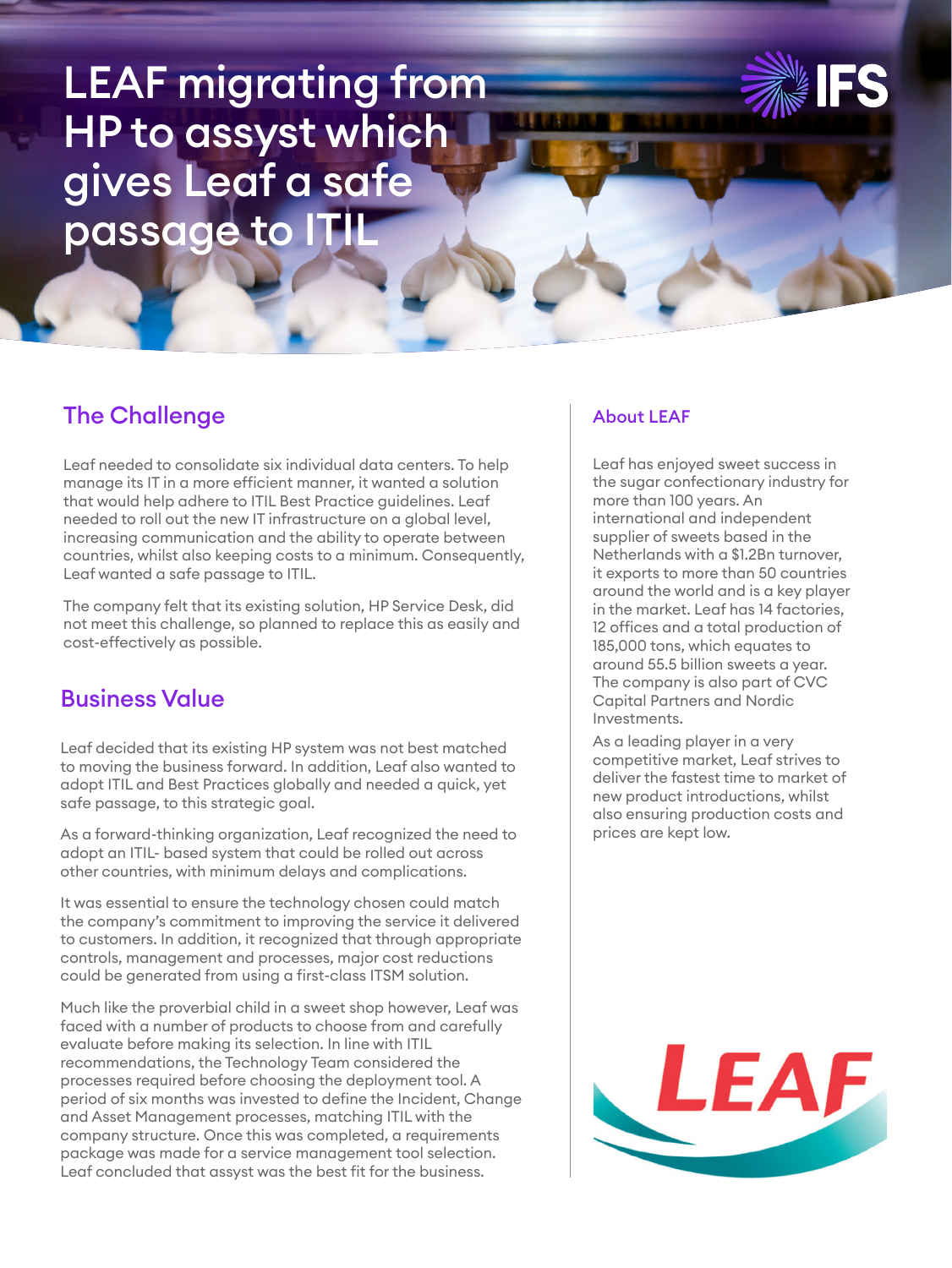# LEAF migrating from HP to assyst which gives Leaf a safe passage to ITIL

## The Challenge

Leaf needed to consolidate six individual data centers. To help manage its IT in a more efficient manner, it wanted a solution that would help adhere to ITIL Best Practice guidelines. Leaf needed to roll out the new IT infrastructure on a global level, increasing communication and the ability to operate between countries, whilst also keeping costs to a minimum. Consequently, Leaf wanted a safe passage to ITIL.

The company felt that its existing solution, HP Service Desk, did not meet this challenge, so planned to replace this as easily and cost-effectively as possible.

## Business Value

Leaf decided that its existing HP system was not best matched to moving the business forward. In addition, Leaf also wanted to adopt ITIL and Best Practices globally and needed a quick, yet safe passage, to this strategic goal.

As a forward-thinking organization, Leaf recognized the need to adopt an ITIL- based system that could be rolled out across other countries, with minimum delays and complications.

It was essential to ensure the technology chosen could match the company's commitment to improving the service it delivered to customers. In addition, it recognized that through appropriate controls, management and processes, major cost reductions could be generated from using a first-class ITSM solution.

Much like the proverbial child in a sweet shop however, Leaf was faced with a number of products to choose from and carefully evaluate before making its selection. In line with ITIL recommendations, the Technology Team considered the processes required before choosing the deployment tool. A period of six months was invested to define the Incident, Change and Asset Management processes, matching ITIL with the company structure. Once this was completed, a requirements package was made for a service management tool selection. Leaf concluded that assyst was the best fit for the business.

### About LEAF

Leaf has enjoyed sweet success in the sugar confectionary industry for more than 100 years. An international and independent supplier of sweets based in the Netherlands with a $1.2Bn turnover, it exports to more than 50 countries around the world and is a key player in the market. Leaf has 14 factories, 12 offices and a total production of 185,000 tons, which equates to around 55.5 billion sweets a year. The company is also part of CVC Capital Partners and Nordic Investments.

As a leading player in a very competitive market, Leaf strives to deliver the fastest time to market of new product introductions, whilst also ensuring production costs and prices are kept low.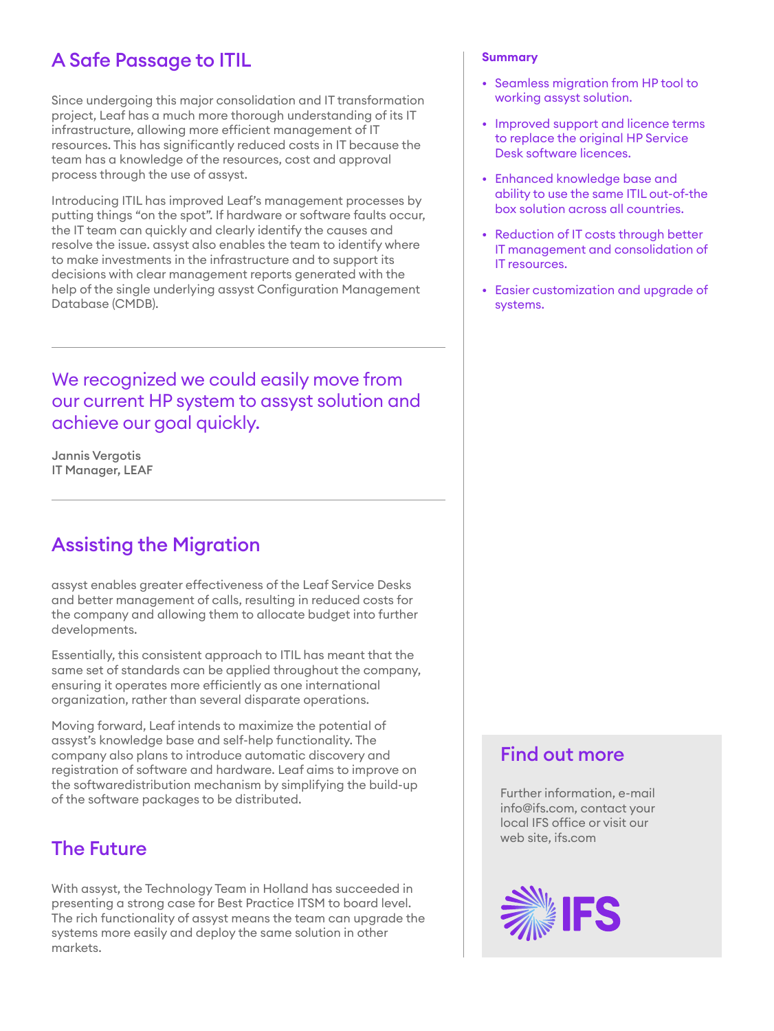## A Safe Passage to ITIL

Since undergoing this major consolidation and IT transformation project, Leaf has a much more thorough understanding of its IT infrastructure, allowing more efficient management of IT resources. This has significantly reduced costs in IT because the team has a knowledge of the resources, cost and approval process through the use of assyst.

Introducing ITIL has improved Leaf's management processes by putting things "on the spot". If hardware or software faults occur, the IT team can quickly and clearly identify the causes and resolve the issue. assyst also enables the team to identify where to make investments in the infrastructure and to support its decisions with clear management reports generated with the help of the single underlying assyst Configuration Management Database (CMDB).

---

> We recognized we could easily move from our current HP system to assyst solution and achieve our goal quickly.

**Jannis Vergotis**
**IT Manager, LEAF**

---

## Assisting the Migration

assyst enables greater effectiveness of the Leaf Service Desks and better management of calls, resulting in reduced costs for the company and allowing them to allocate budget into further developments.

Essentially, this consistent approach to ITIL has meant that the same set of standards can be applied throughout the company, ensuring it operates more efficiently as one international organization, rather than several disparate operations.

Moving forward, Leaf intends to maximize the potential of assyst's knowledge base and self-help functionality. The company also plans to introduce automatic discovery and registration of software and hardware. Leaf aims to improve on the softwaredistribution mechanism by simplifying the build-up of the software packages to be distributed.

## The Future

With assyst, the Technology Team in Holland has succeeded in presenting a strong case for Best Practice ITSM to board level. The rich functionality of assyst means the team can upgrade the systems more easily and deploy the same solution in other markets.

**Summary**

- Seamless migration from HP tool to working assyst solution.
- Improved support and licence terms to replace the original HP Service Desk software licences.
- Enhanced knowledge base and ability to use the same ITIL out-of-the box solution across all countries.
- Reduction of IT costs through better IT management and consolidation of IT resources.
- Easier customization and upgrade of systems.

## Find out more

Further information, e-mail info@ifs.com, contact your local IFS office or visit our web site, ifs.com

IFS